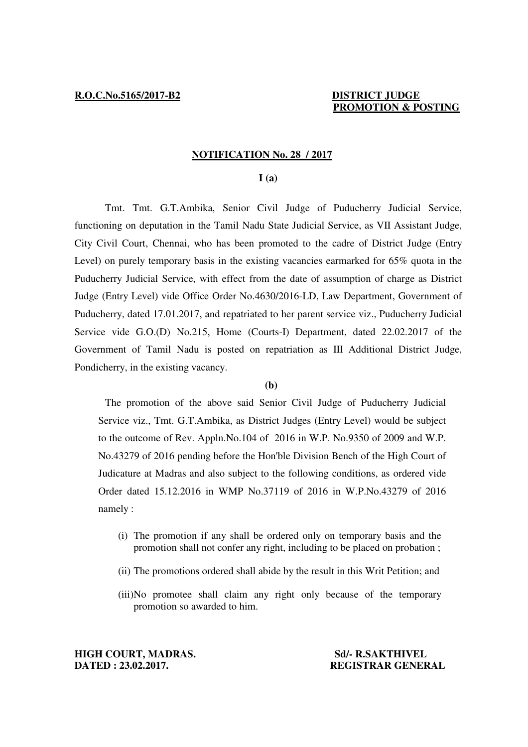**R.O.C.No.5165/2017-B2** **DISTRICT JUDGE PROMOTION & POSTING**

**NOTIFICATION No. 28 / 2017**

**I (a)**

Tmt. Tmt. G.T.Ambika, Senior Civil Judge of Puducherry Judicial Service, functioning on deputation in the Tamil Nadu State Judicial Service, as VII Assistant Judge, City Civil Court, Chennai, who has been promoted to the cadre of District Judge (Entry Level) on purely temporary basis in the existing vacancies earmarked for 65% quota in the Puducherry Judicial Service, with effect from the date of assumption of charge as District Judge (Entry Level) vide Office Order No.4630/2016-LD, Law Department, Government of Puducherry, dated 17.01.2017, and repatriated to her parent service viz., Puducherry Judicial Service vide G.O.(D) No.215, Home (Courts-I) Department, dated 22.02.2017 of the Government of Tamil Nadu is posted on repatriation as III Additional District Judge, Pondicherry, in the existing vacancy.

**(b)**

The promotion of the above said Senior Civil Judge of Puducherry Judicial Service viz., Tmt. G.T.Ambika, as District Judges (Entry Level) would be subject to the outcome of Rev. Appln.No.104 of 2016 in W.P. No.9350 of 2009 and W.P. No.43279 of 2016 pending before the Hon'ble Division Bench of the High Court of Judicature at Madras and also subject to the following conditions, as ordered vide Order dated 15.12.2016 in WMP No.37119 of 2016 in W.P.No.43279 of 2016 namely :

(i) The promotion if any shall be ordered only on temporary basis and the promotion shall not confer any right, including to be placed on probation ;

(ii) The promotions ordered shall abide by the result in this Writ Petition; and

(iii) No promotee shall claim any right only because of the temporary promotion so awarded to him.

**HIGH COURT, MADRAS.**
**DATED : 23.02.2017.**

**Sd/- R.SAKTHIVEL**
**REGISTRAR GENERAL**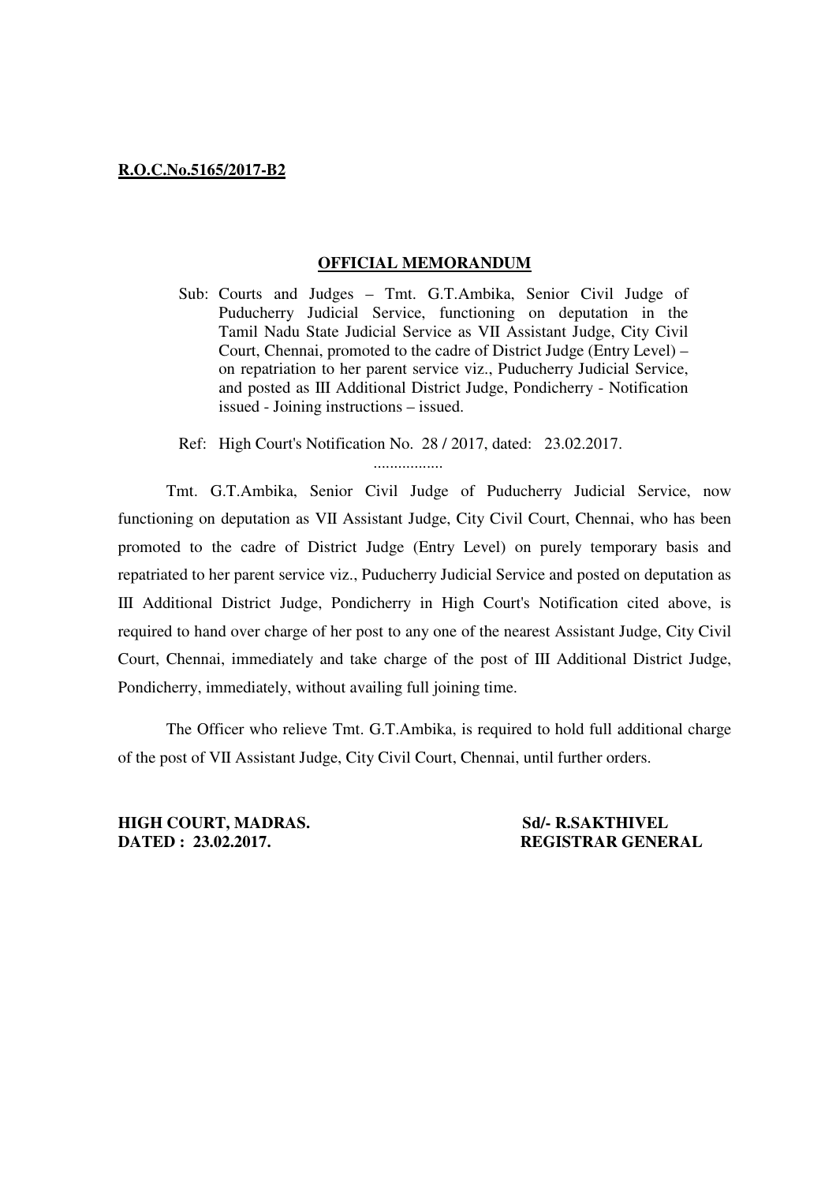**R.O.C.No.5165/2017-B2**

## OFFICIAL MEMORANDUM

Sub: Courts and Judges – Tmt. G.T.Ambika, Senior Civil Judge of Puducherry Judicial Service, functioning on deputation in the Tamil Nadu State Judicial Service as VII Assistant Judge, City Civil Court, Chennai, promoted to the cadre of District Judge (Entry Level) – on repatriation to her parent service viz., Puducherry Judicial Service, and posted as III Additional District Judge, Pondicherry - Notification issued - Joining instructions – issued.

Ref: High Court's Notification No. 28 / 2017, dated: 23.02.2017.

.................

Tmt. G.T.Ambika, Senior Civil Judge of Puducherry Judicial Service, now functioning on deputation as VII Assistant Judge, City Civil Court, Chennai, who has been promoted to the cadre of District Judge (Entry Level) on purely temporary basis and repatriated to her parent service viz., Puducherry Judicial Service and posted on deputation as III Additional District Judge, Pondicherry in High Court's Notification cited above, is required to hand over charge of her post to any one of the nearest Assistant Judge, City Civil Court, Chennai, immediately and take charge of the post of III Additional District Judge, Pondicherry, immediately, without availing full joining time.

The Officer who relieve Tmt. G.T.Ambika, is required to hold full additional charge of the post of VII Assistant Judge, City Civil Court, Chennai, until further orders.

**HIGH COURT, MADRAS.**
**DATED : 23.02.2017.**

**Sd/- R.SAKTHIVEL**
**REGISTRAR GENERAL**